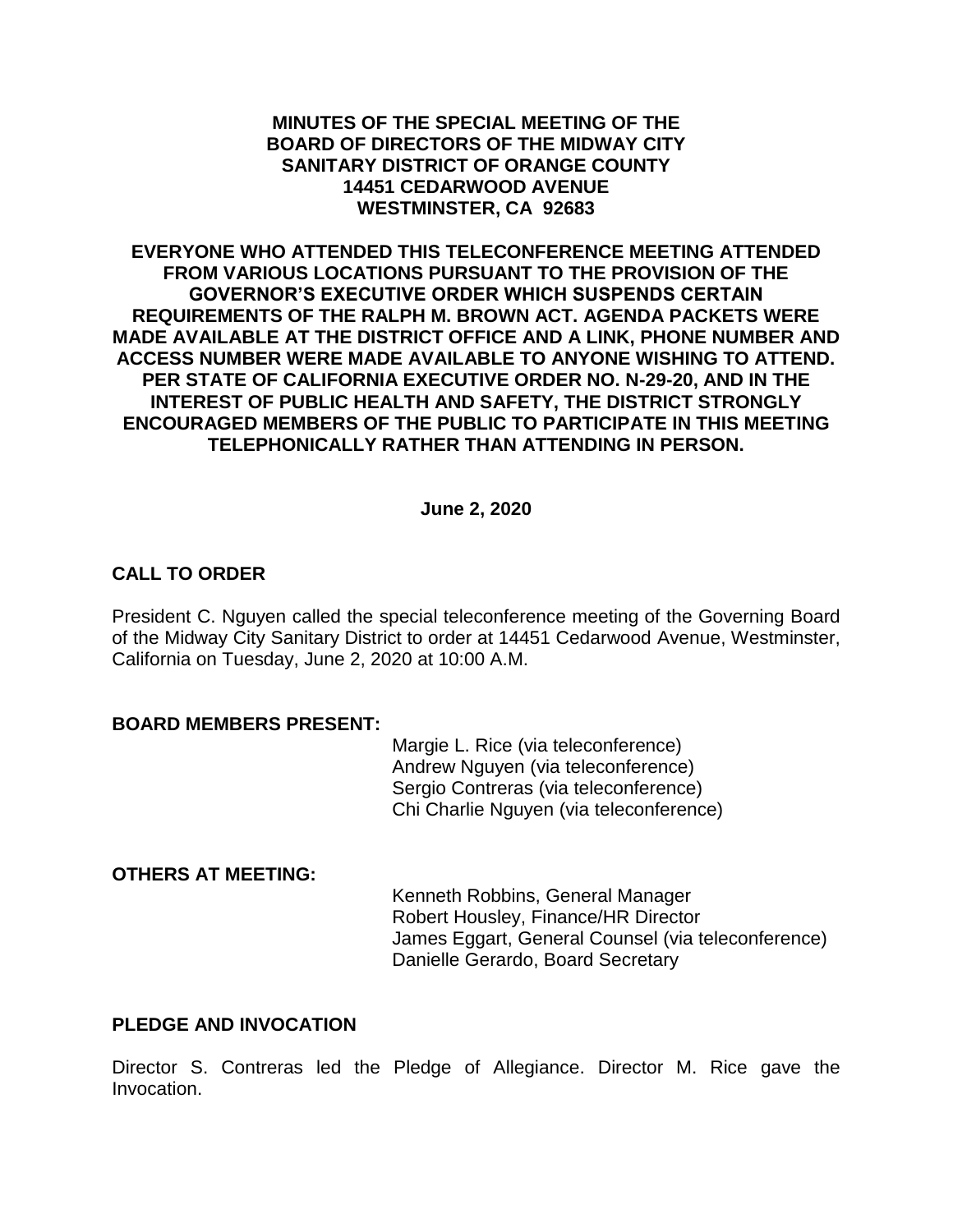**MINUTES OF THE SPECIAL MEETING OF THE BOARD OF DIRECTORS OF THE MIDWAY CITY SANITARY DISTRICT OF ORANGE COUNTY 14451 CEDARWOOD AVENUE WESTMINSTER, CA 92683**

**EVERYONE WHO ATTENDED THIS TELECONFERENCE MEETING ATTENDED FROM VARIOUS LOCATIONS PURSUANT TO THE PROVISION OF THE GOVERNOR'S EXECUTIVE ORDER WHICH SUSPENDS CERTAIN REQUIREMENTS OF THE RALPH M. BROWN ACT. AGENDA PACKETS WERE MADE AVAILABLE AT THE DISTRICT OFFICE AND A LINK, PHONE NUMBER AND ACCESS NUMBER WERE MADE AVAILABLE TO ANYONE WISHING TO ATTEND. PER STATE OF CALIFORNIA EXECUTIVE ORDER NO. N-29-20, AND IN THE INTEREST OF PUBLIC HEALTH AND SAFETY, THE DISTRICT STRONGLY ENCOURAGED MEMBERS OF THE PUBLIC TO PARTICIPATE IN THIS MEETING TELEPHONICALLY RATHER THAN ATTENDING IN PERSON.**

**June 2, 2020**

## CALL TO ORDER

President C. Nguyen called the special teleconference meeting of the Governing Board of the Midway City Sanitary District to order at 14451 Cedarwood Avenue, Westminster, California on Tuesday, June 2, 2020 at 10:00 A.M.

## BOARD MEMBERS PRESENT:

Margie L. Rice (via teleconference)
Andrew Nguyen (via teleconference)
Sergio Contreras (via teleconference)
Chi Charlie Nguyen (via teleconference)

## OTHERS AT MEETING:

Kenneth Robbins, General Manager
Robert Housley, Finance/HR Director
James Eggart, General Counsel (via teleconference)
Danielle Gerardo, Board Secretary

## PLEDGE AND INVOCATION

Director S. Contreras led the Pledge of Allegiance. Director M. Rice gave the Invocation.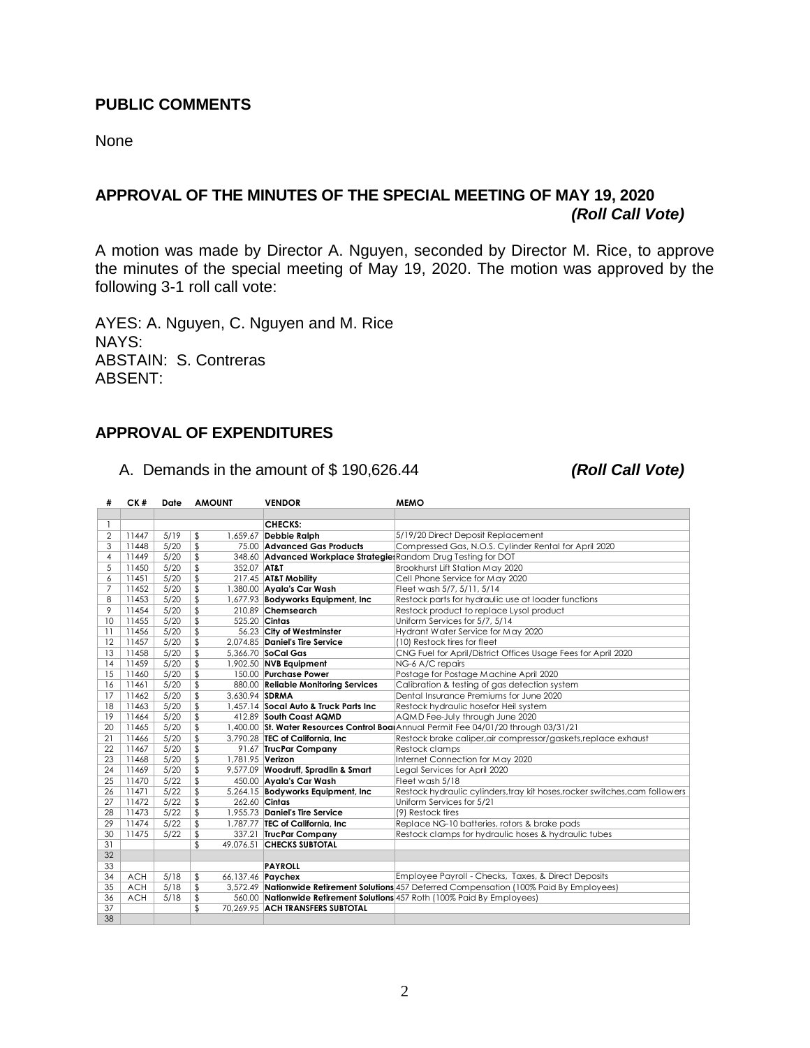## PUBLIC COMMENTS

None

## APPROVAL OF THE MINUTES OF THE SPECIAL MEETING OF MAY 19, 2020 *(Roll Call Vote)*

A motion was made by Director A. Nguyen, seconded by Director M. Rice, to approve the minutes of the special meeting of May 19, 2020. The motion was approved by the following 3-1 roll call vote:

AYES: A. Nguyen, C. Nguyen and M. Rice
NAYS:
ABSTAIN: S. Contreras
ABSENT:

## APPROVAL OF EXPENDITURES

A. Demands in the amount of $ 190,626.44 *(Roll Call Vote)*

| # | CK # | Date | AMOUNT | VENDOR | MEMO |
|---|---|---|---|---|---|
| | | | | | |
| 1 | | | | **CHECKS:** | |
| 2 | 11447 | 5/19 | $ 1,659.67 | **Debbie Ralph** | 5/19/20 Direct Deposit Replacement |
| 3 | 11448 | 5/20 | $ 75.00 | **Advanced Gas Products** | Compressed Gas, N.O.S. Cylinder Rental for April 2020 |
| 4 | 11449 | 5/20 | $ 348.60 | **Advanced Workplace Strategies** | Random Drug Testing for DOT |
| 5 | 11450 | 5/20 | $ 352.07 | **AT&T** | Brookhurst Lift Station May 2020 |
| 6 | 11451 | 5/20 | $ 217.45 | **AT&T Mobility** | Cell Phone Service for May 2020 |
| 7 | 11452 | 5/20 | $ 1,380.00 | **Ayala's Car Wash** | Fleet wash 5/7, 5/11, 5/14 |
| 8 | 11453 | 5/20 | $ 1,677.93 | **Bodyworks Equipment, Inc** | Restock parts for hydraulic use at loader functions |
| 9 | 11454 | 5/20 | $ 210.89 | **Chemsearch** | Restock product to replace Lysol product |
| 10 | 11455 | 5/20 | $ 525.20 | **Cintas** | Uniform Services for 5/7, 5/14 |
| 11 | 11456 | 5/20 | $ 56.23 | **City of Westminster** | Hydrant Water Service for May 2020 |
| 12 | 11457 | 5/20 | $ 2,074.85 | **Daniel's Tire Service** | (10) Restock tires for fleet |
| 13 | 11458 | 5/20 | $ 5,366.70 | **SoCal Gas** | CNG Fuel for April/District Offices Usage Fees for April 2020 |
| 14 | 11459 | 5/20 | $ 1,902.50 | **NVB Equipment** | NG-6 A/C repairs |
| 15 | 11460 | 5/20 | $ 150.00 | **Purchase Power** | Postage for Postage Machine April 2020 |
| 16 | 11461 | 5/20 | $ 880.00 | **Reliable Monitoring Services** | Calibration & testing of gas detection system |
| 17 | 11462 | 5/20 | $ 3,630.94 | **SDRMA** | Dental Insurance Premiums for June 2020 |
| 18 | 11463 | 5/20 | $ 1,457.14 | **Socal Auto & Truck Parts Inc** | Restock hydraulic hosefor Heil system |
| 19 | 11464 | 5/20 | $ 412.89 | **South Coast AQMD** | AQMD Fee-July through June 2020 |
| 20 | 11465 | 5/20 | $ 1,400.00 | **St. Water Resources Control Boar** | Annual Permit Fee 04/01/20 through 03/31/21 |
| 21 | 11466 | 5/20 | $ 3,790.28 | **TEC of California, Inc** | Restock brake caliper,air compressor/gaskets,replace exhaust |
| 22 | 11467 | 5/20 | $ 91.67 | **TrucPar Company** | Restock clamps |
| 23 | 11468 | 5/20 | $ 1,781.95 | **Verizon** | Internet Connection for May 2020 |
| 24 | 11469 | 5/20 | $ 9,577.09 | **Woodruff, Spradlin & Smart** | Legal Services for April 2020 |
| 25 | 11470 | 5/22 | $ 450.00 | **Ayala's Car Wash** | Fleet wash 5/18 |
| 26 | 11471 | 5/22 | $ 5,264.15 | **Bodyworks Equipment, Inc** | Restock hydraulic cylinders,tray kit hoses,rocker switches,cam followers |
| 27 | 11472 | 5/22 | $ 262.60 | **Cintas** | Uniform Services for 5/21 |
| 28 | 11473 | 5/22 | $ 1,955.73 | **Daniel's Tire Service** | (9) Restock tires |
| 29 | 11474 | 5/22 | $ 1,787.77 | **TEC of California, Inc** | Replace NG-10 batteries, rotors & brake pads |
| 30 | 11475 | 5/22 | $ 337.21 | **TrucPar Company** | Restock clamps for hydraulic hoses & hydraulic tubes |
| 31 | | | $ 49,076.51 | **CHECKS SUBTOTAL** | |
| 32 | | | | | |
| 33 | | | | **PAYROLL** | |
| 34 | ACH | 5/18 | $ 66,137.46 | **Paychex** | Employee Payroll - Checks, Taxes, & Direct Deposits |
| 35 | ACH | 5/18 | $ 3,572.49 | **Nationwide Retirement Solutions** | 457 Deferred Compensation (100% Paid By Employees) |
| 36 | ACH | 5/18 | $ 560.00 | **Nationwide Retirement Solutions** | 457 Roth (100% Paid By Employees) |
| 37 | | | $ 70,269.95 | **ACH TRANSFERS SUBTOTAL** | |
| 38 | | | | | |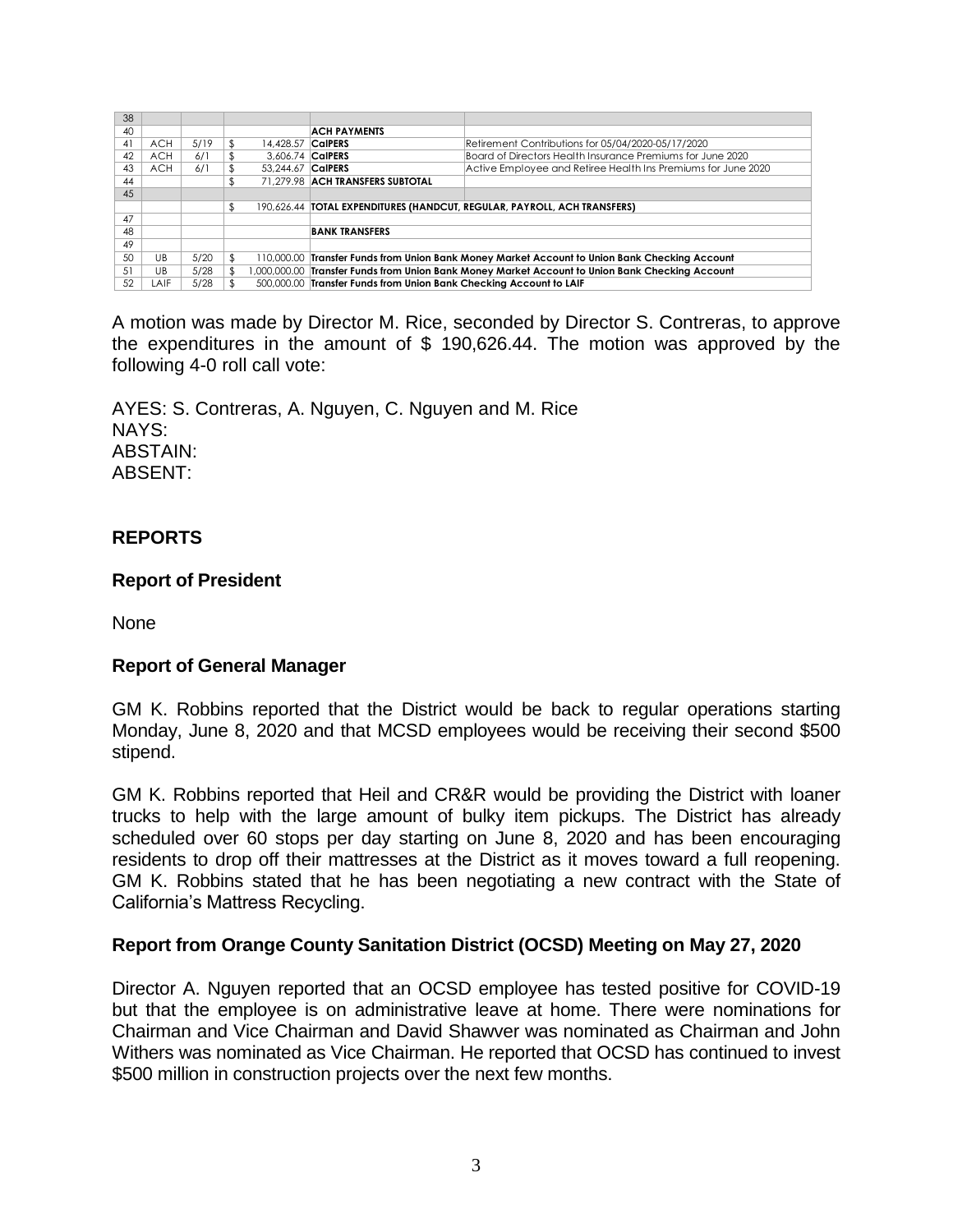| 38 | | | | | |
|---|---|---|---|---|---|
| 40 | | | | **ACH PAYMENTS** | |
| 41 | ACH | 5/19 | $ 14,428.57 | **CalPERS** | Retirement Contributions for 05/04/2020-05/17/2020 |
| 42 | ACH | 6/1 | $ 3,606.74 | **CalPERS** | Board of Directors Health Insurance Premiums for June 2020 |
| 43 | ACH | 6/1 | $ 53,244.67 | **CalPERS** | Active Employee and Retiree Health Ins Premiums for June 2020 |
| 44 | | | $ 71,279.98 | **ACH TRANSFERS SUBTOTAL** | |
| 45 | | | | | |
| | | | $ 190,626.44 | **TOTAL EXPENDITURES (HANDCUT, REGULAR, PAYROLL, ACH TRANSFERS)** | |
| 47 | | | | | |
| 48 | | | | **BANK TRANSFERS** | |
| 49 | | | | | |
| 50 | UB | 5/20 | $ 110,000.00 | **Transfer Funds from Union Bank Money Market Account to Union Bank Checking Account** | |
| 51 | UB | 5/28 | $ 1,000,000.00 | **Transfer Funds from Union Bank Money Market Account to Union Bank Checking Account** | |
| 52 | LAIF | 5/28 | $ 500,000.00 | **Transfer Funds from Union Bank Checking Account to LAIF** | |

A motion was made by Director M. Rice, seconded by Director S. Contreras, to approve the expenditures in the amount of $ 190,626.44. The motion was approved by the following 4-0 roll call vote:

AYES: S. Contreras, A. Nguyen, C. Nguyen and M. Rice
NAYS:
ABSTAIN:
ABSENT:

## REPORTS

### Report of President

None

### Report of General Manager

GM K. Robbins reported that the District would be back to regular operations starting Monday, June 8, 2020 and that MCSD employees would be receiving their second $500 stipend.

GM K. Robbins reported that Heil and CR&R would be providing the District with loaner trucks to help with the large amount of bulky item pickups. The District has already scheduled over 60 stops per day starting on June 8, 2020 and has been encouraging residents to drop off their mattresses at the District as it moves toward a full reopening. GM K. Robbins stated that he has been negotiating a new contract with the State of California's Mattress Recycling.

### Report from Orange County Sanitation District (OCSD) Meeting on May 27, 2020

Director A. Nguyen reported that an OCSD employee has tested positive for COVID-19 but that the employee is on administrative leave at home. There were nominations for Chairman and Vice Chairman and David Shawver was nominated as Chairman and John Withers was nominated as Vice Chairman. He reported that OCSD has continued to invest $500 million in construction projects over the next few months.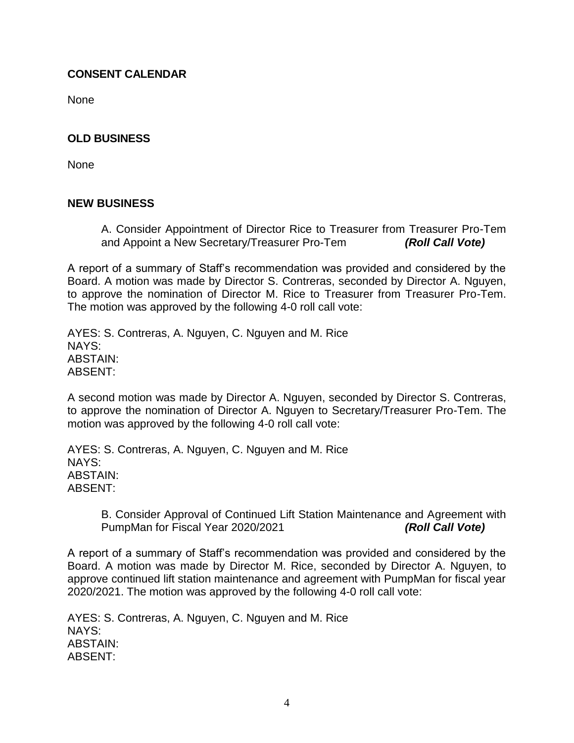## CONSENT CALENDAR

None

## OLD BUSINESS

None

## NEW BUSINESS

A. Consider Appointment of Director Rice to Treasurer from Treasurer Pro-Tem and Appoint a New Secretary/Treasurer Pro-Tem ***(Roll Call Vote)***

A report of a summary of Staff's recommendation was provided and considered by the Board. A motion was made by Director S. Contreras, seconded by Director A. Nguyen, to approve the nomination of Director M. Rice to Treasurer from Treasurer Pro-Tem. The motion was approved by the following 4-0 roll call vote:

AYES: S. Contreras, A. Nguyen, C. Nguyen and M. Rice
NAYS:
ABSTAIN:
ABSENT:

A second motion was made by Director A. Nguyen, seconded by Director S. Contreras, to approve the nomination of Director A. Nguyen to Secretary/Treasurer Pro-Tem. The motion was approved by the following 4-0 roll call vote:

AYES: S. Contreras, A. Nguyen, C. Nguyen and M. Rice
NAYS:
ABSTAIN:
ABSENT:

B. Consider Approval of Continued Lift Station Maintenance and Agreement with PumpMan for Fiscal Year 2020/2021 ***(Roll Call Vote)***

A report of a summary of Staff's recommendation was provided and considered by the Board. A motion was made by Director M. Rice, seconded by Director A. Nguyen, to approve continued lift station maintenance and agreement with PumpMan for fiscal year 2020/2021. The motion was approved by the following 4-0 roll call vote:

AYES: S. Contreras, A. Nguyen, C. Nguyen and M. Rice
NAYS:
ABSTAIN:
ABSENT: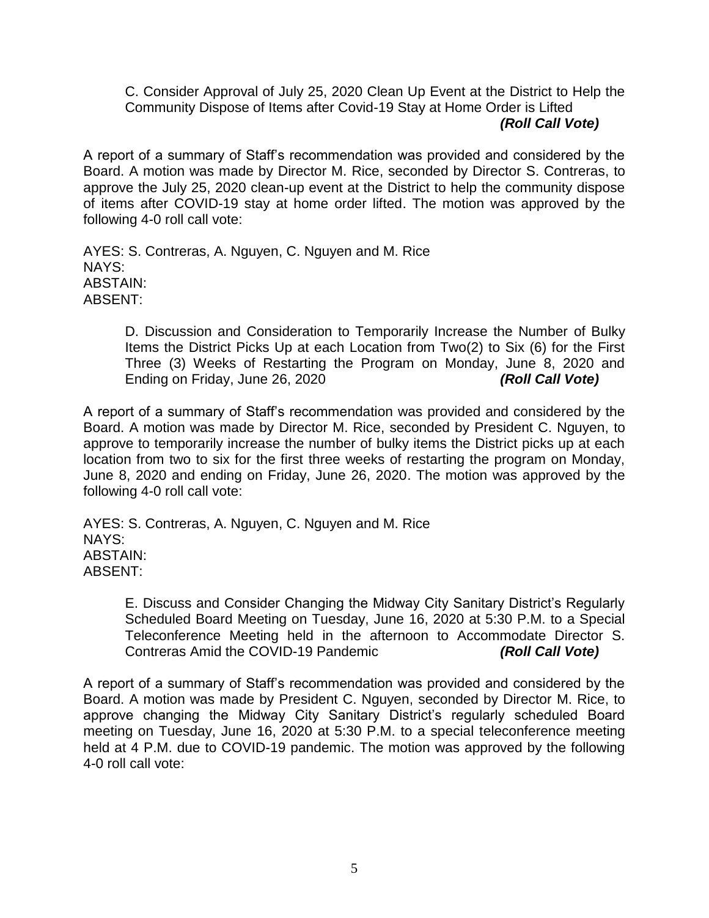C. Consider Approval of July 25, 2020 Clean Up Event at the District to Help the Community Dispose of Items after Covid-19 Stay at Home Order is Lifted ***(Roll Call Vote)***

A report of a summary of Staff's recommendation was provided and considered by the Board. A motion was made by Director M. Rice, seconded by Director S. Contreras, to approve the July 25, 2020 clean-up event at the District to help the community dispose of items after COVID-19 stay at home order lifted. The motion was approved by the following 4-0 roll call vote:

AYES: S. Contreras, A. Nguyen, C. Nguyen and M. Rice
NAYS:
ABSTAIN:
ABSENT:

D. Discussion and Consideration to Temporarily Increase the Number of Bulky Items the District Picks Up at each Location from Two(2) to Six (6) for the First Three (3) Weeks of Restarting the Program on Monday, June 8, 2020 and Ending on Friday, June 26, 2020 ***(Roll Call Vote)***

A report of a summary of Staff's recommendation was provided and considered by the Board. A motion was made by Director M. Rice, seconded by President C. Nguyen, to approve to temporarily increase the number of bulky items the District picks up at each location from two to six for the first three weeks of restarting the program on Monday, June 8, 2020 and ending on Friday, June 26, 2020. The motion was approved by the following 4-0 roll call vote:

AYES: S. Contreras, A. Nguyen, C. Nguyen and M. Rice
NAYS:
ABSTAIN:
ABSENT:

E. Discuss and Consider Changing the Midway City Sanitary District's Regularly Scheduled Board Meeting on Tuesday, June 16, 2020 at 5:30 P.M. to a Special Teleconference Meeting held in the afternoon to Accommodate Director S. Contreras Amid the COVID-19 Pandemic ***(Roll Call Vote)***

A report of a summary of Staff's recommendation was provided and considered by the Board. A motion was made by President C. Nguyen, seconded by Director M. Rice, to approve changing the Midway City Sanitary District's regularly scheduled Board meeting on Tuesday, June 16, 2020 at 5:30 P.M. to a special teleconference meeting held at 4 P.M. due to COVID-19 pandemic. The motion was approved by the following 4-0 roll call vote: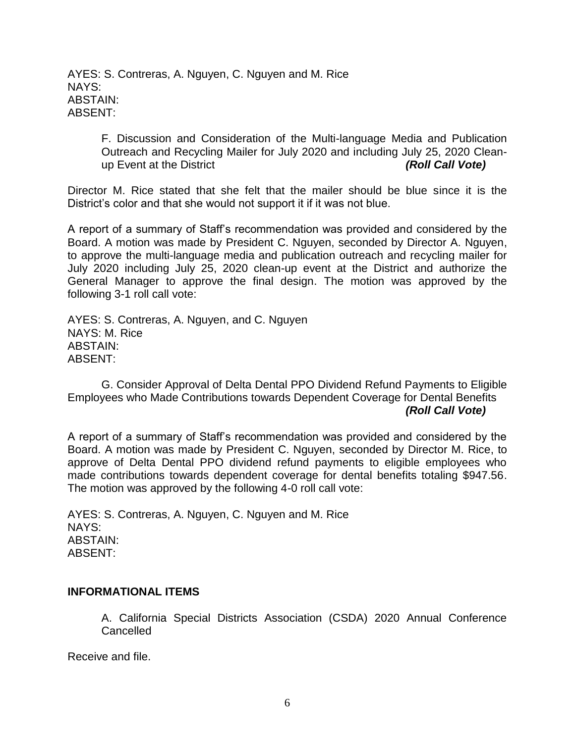AYES: S. Contreras, A. Nguyen, C. Nguyen and M. Rice
NAYS:
ABSTAIN:
ABSENT:

F. Discussion and Consideration of the Multi-language Media and Publication Outreach and Recycling Mailer for July 2020 and including July 25, 2020 Clean-up Event at the District ***(Roll Call Vote)***

Director M. Rice stated that she felt that the mailer should be blue since it is the District's color and that she would not support it if it was not blue.

A report of a summary of Staff's recommendation was provided and considered by the Board. A motion was made by President C. Nguyen, seconded by Director A. Nguyen, to approve the multi-language media and publication outreach and recycling mailer for July 2020 including July 25, 2020 clean-up event at the District and authorize the General Manager to approve the final design. The motion was approved by the following 3-1 roll call vote:

AYES: S. Contreras, A. Nguyen, and C. Nguyen
NAYS: M. Rice
ABSTAIN:
ABSENT:

G. Consider Approval of Delta Dental PPO Dividend Refund Payments to Eligible Employees who Made Contributions towards Dependent Coverage for Dental Benefits ***(Roll Call Vote)***

A report of a summary of Staff's recommendation was provided and considered by the Board. A motion was made by President C. Nguyen, seconded by Director M. Rice, to approve of Delta Dental PPO dividend refund payments to eligible employees who made contributions towards dependent coverage for dental benefits totaling $947.56. The motion was approved by the following 4-0 roll call vote:

AYES: S. Contreras, A. Nguyen, C. Nguyen and M. Rice
NAYS:
ABSTAIN:
ABSENT:

**INFORMATIONAL ITEMS**

A. California Special Districts Association (CSDA) 2020 Annual Conference Cancelled

Receive and file.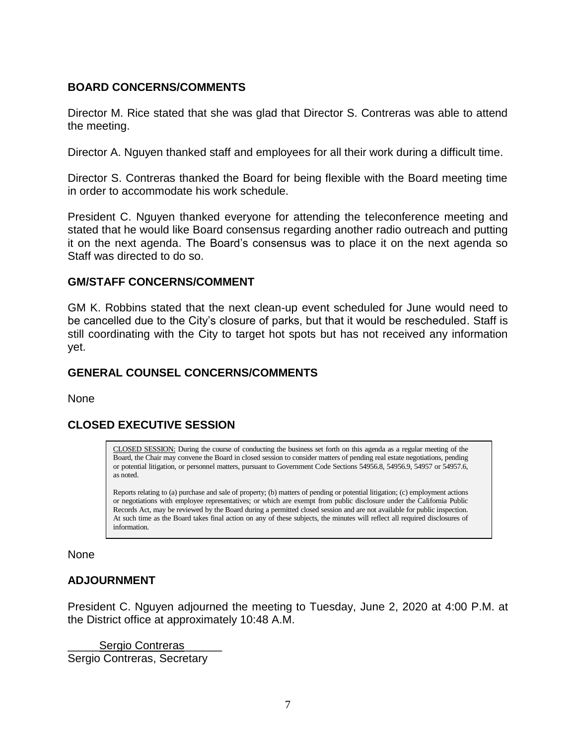## BOARD CONCERNS/COMMENTS

Director M. Rice stated that she was glad that Director S. Contreras was able to attend the meeting.

Director A. Nguyen thanked staff and employees for all their work during a difficult time.

Director S. Contreras thanked the Board for being flexible with the Board meeting time in order to accommodate his work schedule.

President C. Nguyen thanked everyone for attending the teleconference meeting and stated that he would like Board consensus regarding another radio outreach and putting it on the next agenda. The Board's consensus was to place it on the next agenda so Staff was directed to do so.

## GM/STAFF CONCERNS/COMMENT

GM K. Robbins stated that the next clean-up event scheduled for June would need to be cancelled due to the City's closure of parks, but that it would be rescheduled. Staff is still coordinating with the City to target hot spots but has not received any information yet.

## GENERAL COUNSEL CONCERNS/COMMENTS

None

## CLOSED EXECUTIVE SESSION

> CLOSED SESSION: During the course of conducting the business set forth on this agenda as a regular meeting of the Board, the Chair may convene the Board in closed session to consider matters of pending real estate negotiations, pending or potential litigation, or personnel matters, pursuant to Government Code Sections 54956.8, 54956.9, 54957 or 54957.6, as noted.
>
> Reports relating to (a) purchase and sale of property; (b) matters of pending or potential litigation; (c) employment actions or negotiations with employee representatives; or which are exempt from public disclosure under the California Public Records Act, may be reviewed by the Board during a permitted closed session and are not available for public inspection. At such time as the Board takes final action on any of these subjects, the minutes will reflect all required disclosures of information.

None

## ADJOURNMENT

President C. Nguyen adjourned the meeting to Tuesday, June 2, 2020 at 4:00 P.M. at the District office at approximately 10:48 A.M.

\_\_\_\_\_Sergio Contreras\_\_\_\_\_\_
Sergio Contreras, Secretary